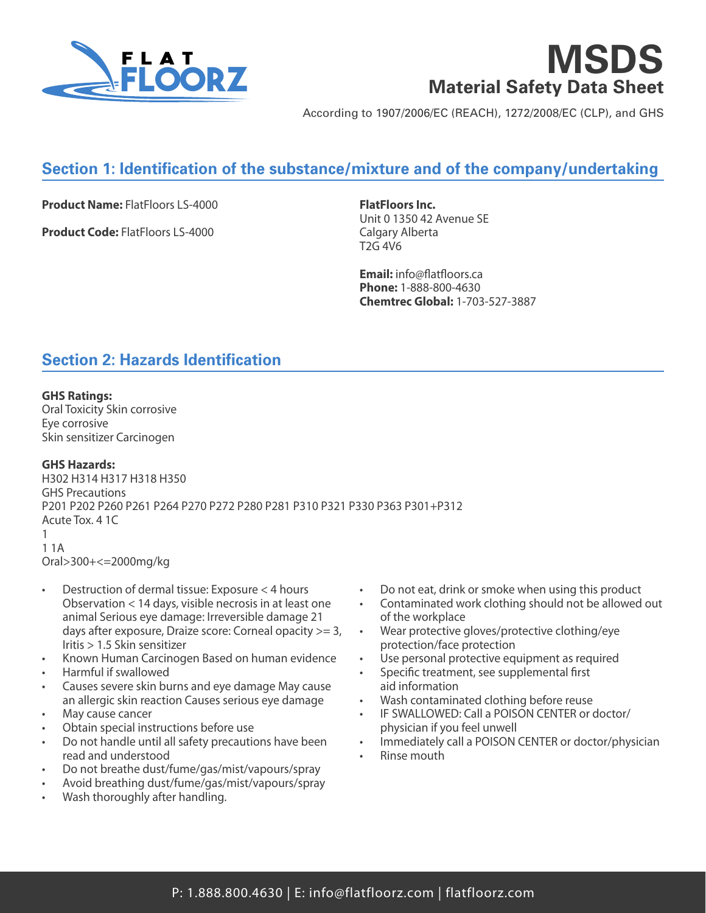# MSDS

## Material Safety Data Sheet

According to 1907/2006/EC (REACH), 1272/2008/EC (CLP), and GHS

## Section 1: Identification of the substance/mixture and of the company/undertaking

**Product Name:** FlatFloors LS-4000

**Product Code:** FlatFloors LS-4000

**FlatFloors Inc.**
Unit 0 1350 42 Avenue SE
Calgary Alberta
T2G 4V6

**Email:** info@flatfloors.ca
**Phone:** 1-888-800-4630
**Chemtrec Global:** 1-703-527-3887

## Section 2: Hazards Identification

**GHS Ratings:**
Oral Toxicity Skin corrosive
Eye corrosive
Skin sensitizer Carcinogen

**GHS Hazards:**
H302 H314 H317 H318 H350
GHS Precautions
P201 P202 P260 P261 P264 P270 P272 P280 P281 P310 P321 P330 P363 P301+P312
Acute Tox. 4 1C
1
1 1A
Oral>300+<=2000mg/kg

- Destruction of dermal tissue: Exposure < 4 hours Observation < 14 days, visible necrosis in at least one animal Serious eye damage: Irreversible damage 21 days after exposure, Draize score: Corneal opacity >= 3, Iritis > 1.5 Skin sensitizer
- Known Human Carcinogen Based on human evidence
- Harmful if swallowed
- Causes severe skin burns and eye damage May cause an allergic skin reaction Causes serious eye damage
- May cause cancer
- Obtain special instructions before use
- Do not handle until all safety precautions have been read and understood
- Do not breathe dust/fume/gas/mist/vapours/spray
- Avoid breathing dust/fume/gas/mist/vapours/spray
- Wash thoroughly after handling.
- Do not eat, drink or smoke when using this product
- Contaminated work clothing should not be allowed out of the workplace
- Wear protective gloves/protective clothing/eye protection/face protection
- Use personal protective equipment as required
- Specific treatment, see supplemental first aid information
- Wash contaminated clothing before reuse
- IF SWALLOWED: Call a POISON CENTER or doctor/ physician if you feel unwell
- Immediately call a POISON CENTER or doctor/physician
- Rinse mouth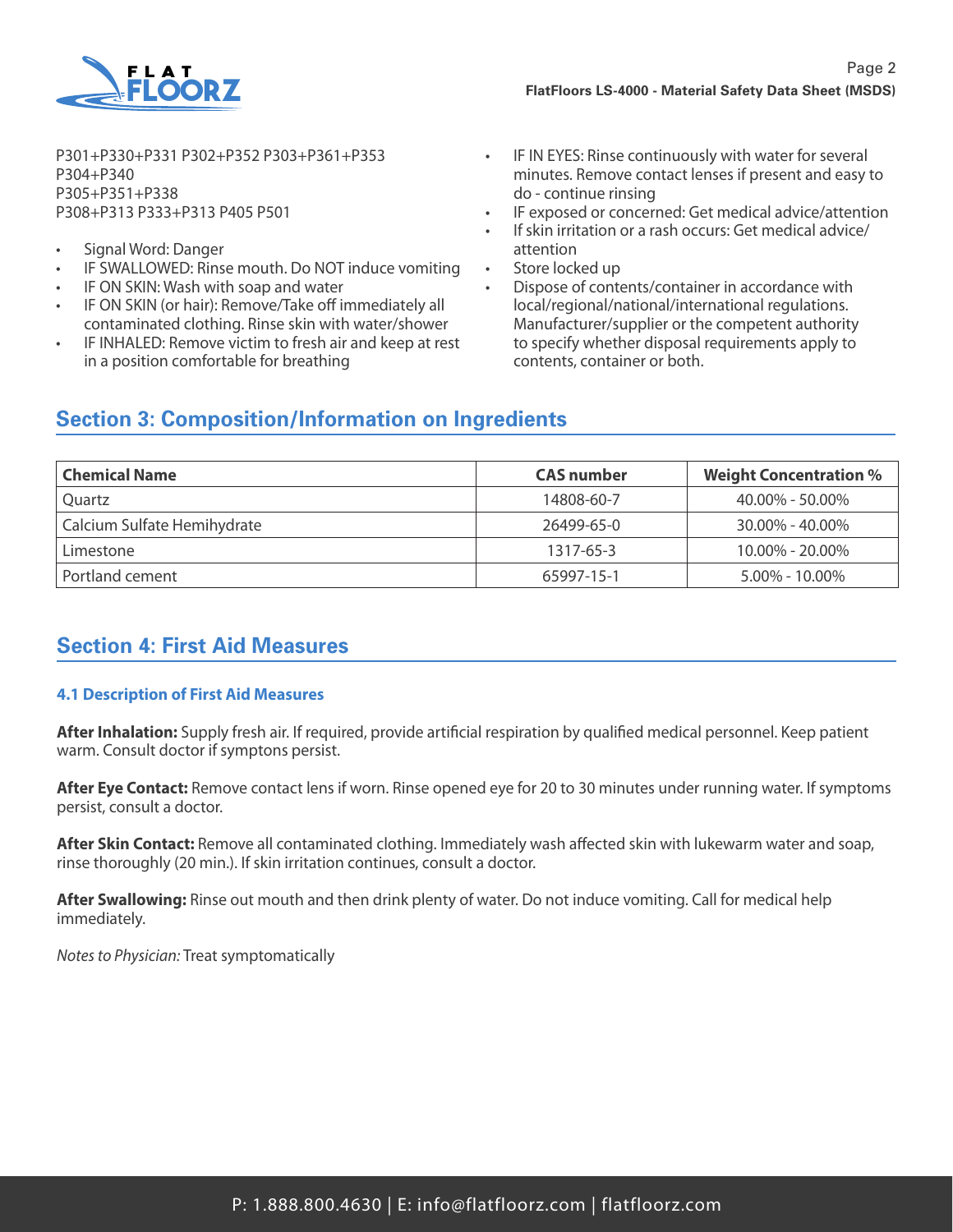P301+P330+P331 P302+P352 P303+P361+P353
P304+P340
P305+P351+P338
P308+P313 P333+P313 P405 P501

- Signal Word: Danger
- IF SWALLOWED: Rinse mouth. Do NOT induce vomiting
- IF ON SKIN: Wash with soap and water
- IF ON SKIN (or hair): Remove/Take off immediately all contaminated clothing. Rinse skin with water/shower
- IF INHALED: Remove victim to fresh air and keep at rest in a position comfortable for breathing
- IF IN EYES: Rinse continuously with water for several minutes. Remove contact lenses if present and easy to do - continue rinsing
- IF exposed or concerned: Get medical advice/attention
- If skin irritation or a rash occurs: Get medical advice/attention
- Store locked up
- Dispose of contents/container in accordance with local/regional/national/international regulations. Manufacturer/supplier or the competent authority to specify whether disposal requirements apply to contents, container or both.

## Section 3: Composition/Information on Ingredients

| Chemical Name | CAS number | Weight Concentration % |
|---|---|---|
| Quartz | 14808-60-7 | 40.00% - 50.00% |
| Calcium Sulfate Hemihydrate | 26499-65-0 | 30.00% - 40.00% |
| Limestone | 1317-65-3 | 10.00% - 20.00% |
| Portland cement | 65997-15-1 | 5.00% - 10.00% |

## Section 4: First Aid Measures

### 4.1 Description of First Aid Measures

**After Inhalation:** Supply fresh air. If required, provide artificial respiration by qualified medical personnel. Keep patient warm. Consult doctor if symptons persist.

**After Eye Contact:** Remove contact lens if worn. Rinse opened eye for 20 to 30 minutes under running water. If symptoms persist, consult a doctor.

**After Skin Contact:** Remove all contaminated clothing. Immediately wash affected skin with lukewarm water and soap, rinse thoroughly (20 min.). If skin irritation continues, consult a doctor.

**After Swallowing:** Rinse out mouth and then drink plenty of water. Do not induce vomiting. Call for medical help immediately.

*Notes to Physician:* Treat symptomatically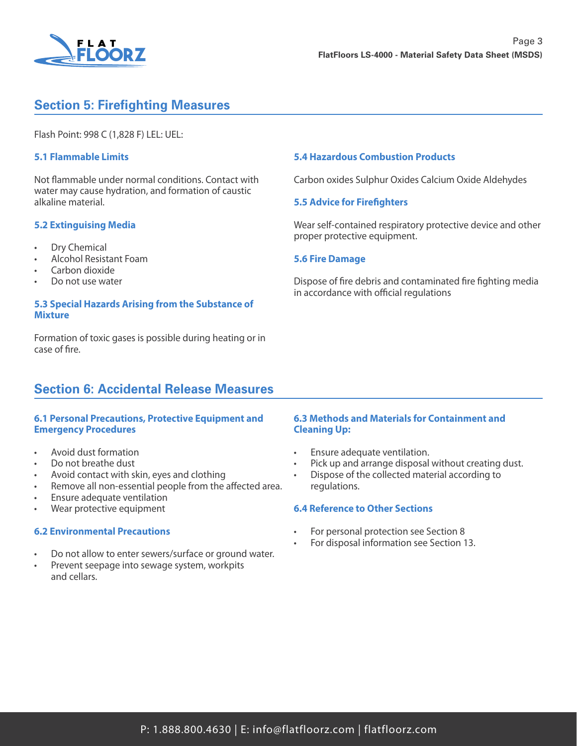## Section 5: Firefighting Measures

Flash Point: 998 C (1,828 F) LEL: UEL:

### 5.1 Flammable Limits

Not flammable under normal conditions. Contact with water may cause hydration, and formation of caustic alkaline material.

### 5.2 Extinguising Media

- Dry Chemical
- Alcohol Resistant Foam
- Carbon dioxide
- Do not use water

### 5.3 Special Hazards Arising from the Substance of Mixture

Formation of toxic gases is possible during heating or in case of fire.

### 5.4 Hazardous Combustion Products

Carbon oxides Sulphur Oxides Calcium Oxide Aldehydes

### 5.5 Advice for Firefighters

Wear self-contained respiratory protective device and other proper protective equipment.

### 5.6 Fire Damage

Dispose of fire debris and contaminated fire fighting media in accordance with official regulations

## Section 6: Accidental Release Measures

### 6.1 Personal Precautions, Protective Equipment and Emergency Procedures

- Avoid dust formation
- Do not breathe dust
- Avoid contact with skin, eyes and clothing
- Remove all non-essential people from the affected area.
- Ensure adequate ventilation
- Wear protective equipment

### 6.2 Environmental Precautions

- Do not allow to enter sewers/surface or ground water.
- Prevent seepage into sewage system, workpits and cellars.

### 6.3 Methods and Materials for Containment and Cleaning Up:

- Ensure adequate ventilation.
- Pick up and arrange disposal without creating dust.
- Dispose of the collected material according to regulations.

### 6.4 Reference to Other Sections

- For personal protection see Section 8
- For disposal information see Section 13.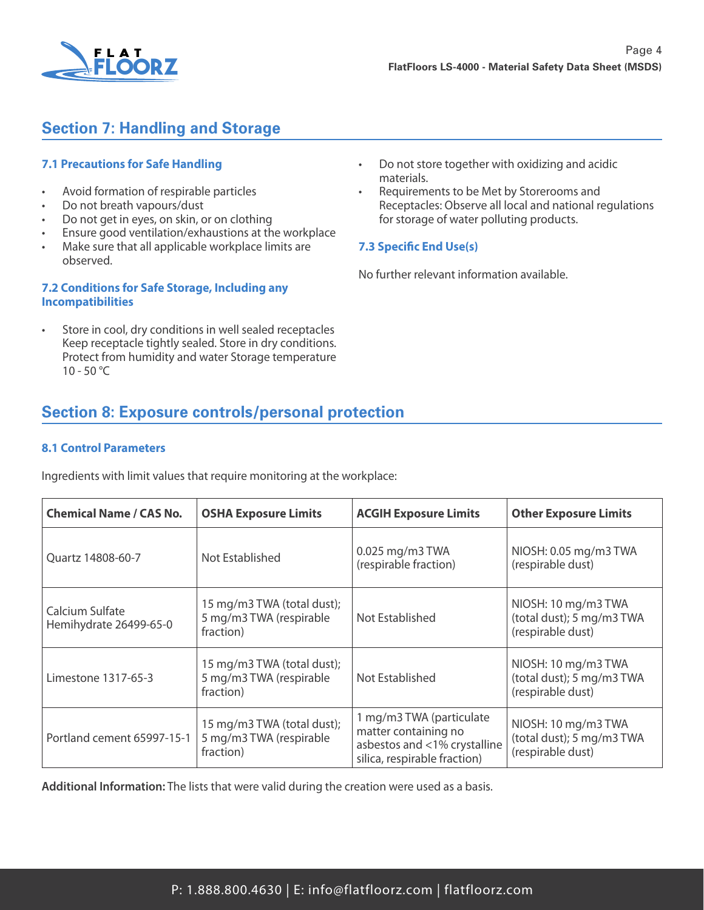## Section 7: Handling and Storage

### 7.1 Precautions for Safe Handling

- Avoid formation of respirable particles
- Do not breath vapours/dust
- Do not get in eyes, on skin, or on clothing
- Ensure good ventilation/exhaustions at the workplace
- Make sure that all applicable workplace limits are observed.

### 7.2 Conditions for Safe Storage, Including any Incompatibilities

- Store in cool, dry conditions in well sealed receptacles Keep receptacle tightly sealed. Store in dry conditions. Protect from humidity and water Storage temperature 10 - 50 °C
- Do not store together with oxidizing and acidic materials.
- Requirements to be Met by Storerooms and Receptacles: Observe all local and national regulations for storage of water polluting products.

### 7.3 Specific End Use(s)

No further relevant information available.

## Section 8: Exposure controls/personal protection

### 8.1 Control Parameters

Ingredients with limit values that require monitoring at the workplace:

| Chemical Name / CAS No. | OSHA Exposure Limits | ACGIH Exposure Limits | Other Exposure Limits |
|---|---|---|---|
| Quartz 14808-60-7 | Not Established | 0.025 mg/m3 TWA (respirable fraction) | NIOSH: 0.05 mg/m3 TWA (respirable dust) |
| Calcium Sulfate Hemihydrate 26499-65-0 | 15 mg/m3 TWA (total dust); 5 mg/m3 TWA (respirable fraction) | Not Established | NIOSH: 10 mg/m3 TWA (total dust); 5 mg/m3 TWA (respirable dust) |
| Limestone 1317-65-3 | 15 mg/m3 TWA (total dust); 5 mg/m3 TWA (respirable fraction) | Not Established | NIOSH: 10 mg/m3 TWA (total dust); 5 mg/m3 TWA (respirable dust) |
| Portland cement 65997-15-1 | 15 mg/m3 TWA (total dust); 5 mg/m3 TWA (respirable fraction) | 1 mg/m3 TWA (particulate matter containing no asbestos and <1% crystalline silica, respirable fraction) | NIOSH: 10 mg/m3 TWA (total dust); 5 mg/m3 TWA (respirable dust) |

**Additional Information:** The lists that were valid during the creation were used as a basis.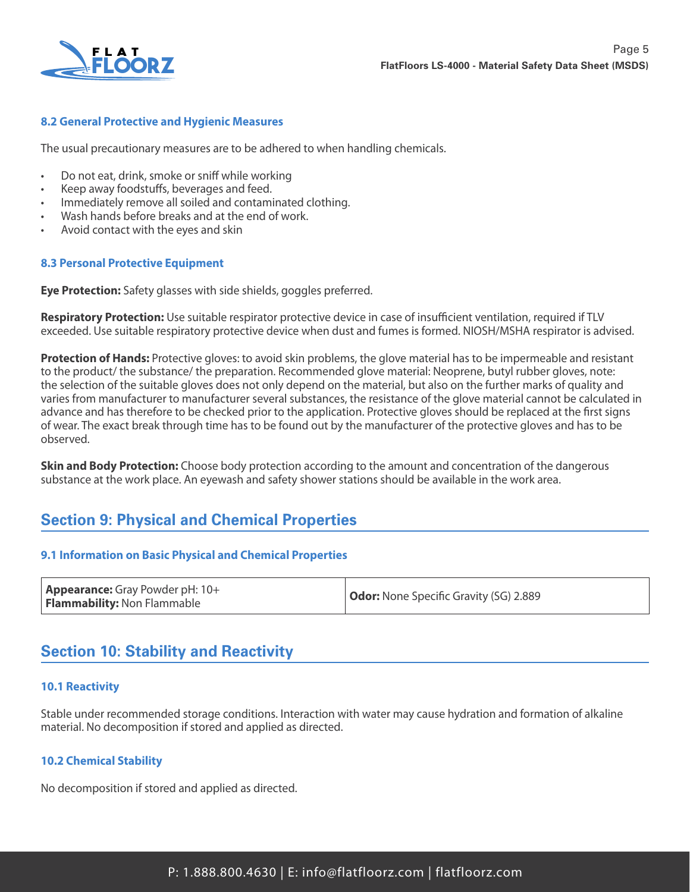### 8.2 General Protective and Hygienic Measures

The usual precautionary measures are to be adhered to when handling chemicals.

- Do not eat, drink, smoke or sniff while working
- Keep away foodstuffs, beverages and feed.
- Immediately remove all soiled and contaminated clothing.
- Wash hands before breaks and at the end of work.
- Avoid contact with the eyes and skin

### 8.3 Personal Protective Equipment

**Eye Protection:** Safety glasses with side shields, goggles preferred.

**Respiratory Protection:** Use suitable respirator protective device in case of insufficient ventilation, required if TLV exceeded. Use suitable respiratory protective device when dust and fumes is formed. NIOSH/MSHA respirator is advised.

**Protection of Hands:** Protective gloves: to avoid skin problems, the glove material has to be impermeable and resistant to the product/ the substance/ the preparation. Recommended glove material: Neoprene, butyl rubber gloves, note: the selection of the suitable gloves does not only depend on the material, but also on the further marks of quality and varies from manufacturer to manufacturer several substances, the resistance of the glove material cannot be calculated in advance and has therefore to be checked prior to the application. Protective gloves should be replaced at the first signs of wear. The exact break through time has to be found out by the manufacturer of the protective gloves and has to be observed.

**Skin and Body Protection:** Choose body protection according to the amount and concentration of the dangerous substance at the work place. An eyewash and safety shower stations should be available in the work area.

## Section 9: Physical and Chemical Properties

### 9.1 Information on Basic Physical and Chemical Properties

| | |
|---|---|
| **Appearance:** Gray Powder pH: 10+<br>**Flammability:** Non Flammable | **Odor:** None Specific Gravity (SG) 2.889 |

## Section 10: Stability and Reactivity

### 10.1 Reactivity

Stable under recommended storage conditions. Interaction with water may cause hydration and formation of alkaline material. No decomposition if stored and applied as directed.

### 10.2 Chemical Stability

No decomposition if stored and applied as directed.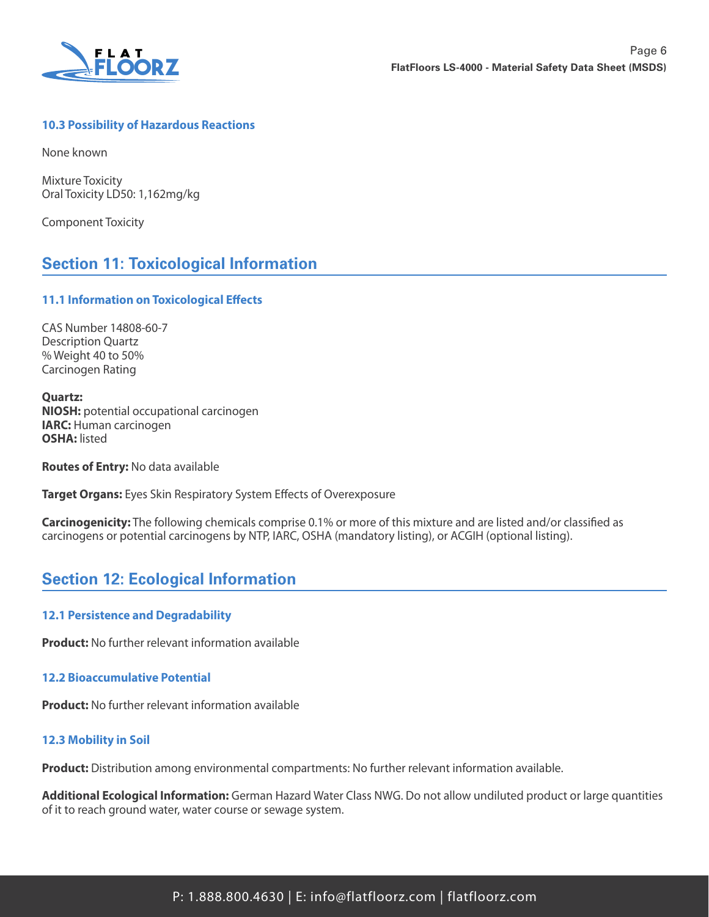### 10.3 Possibility of Hazardous Reactions

None known

Mixture Toxicity
Oral Toxicity LD50: 1,162mg/kg

Component Toxicity

## Section 11: Toxicological Information

### 11.1 Information on Toxicological Effects

CAS Number 14808-60-7
Description Quartz
% Weight 40 to 50%
Carcinogen Rating

**Quartz:**
**NIOSH:** potential occupational carcinogen
**IARC:** Human carcinogen
**OSHA:** listed

**Routes of Entry:** No data available

**Target Organs:** Eyes Skin Respiratory System Effects of Overexposure

**Carcinogenicity:** The following chemicals comprise 0.1% or more of this mixture and are listed and/or classified as carcinogens or potential carcinogens by NTP, IARC, OSHA (mandatory listing), or ACGIH (optional listing).

## Section 12: Ecological Information

### 12.1 Persistence and Degradability

**Product:** No further relevant information available

### 12.2 Bioaccumulative Potential

**Product:** No further relevant information available

### 12.3 Mobility in Soil

**Product:** Distribution among environmental compartments: No further relevant information available.

**Additional Ecological Information:** German Hazard Water Class NWG. Do not allow undiluted product or large quantities of it to reach ground water, water course or sewage system.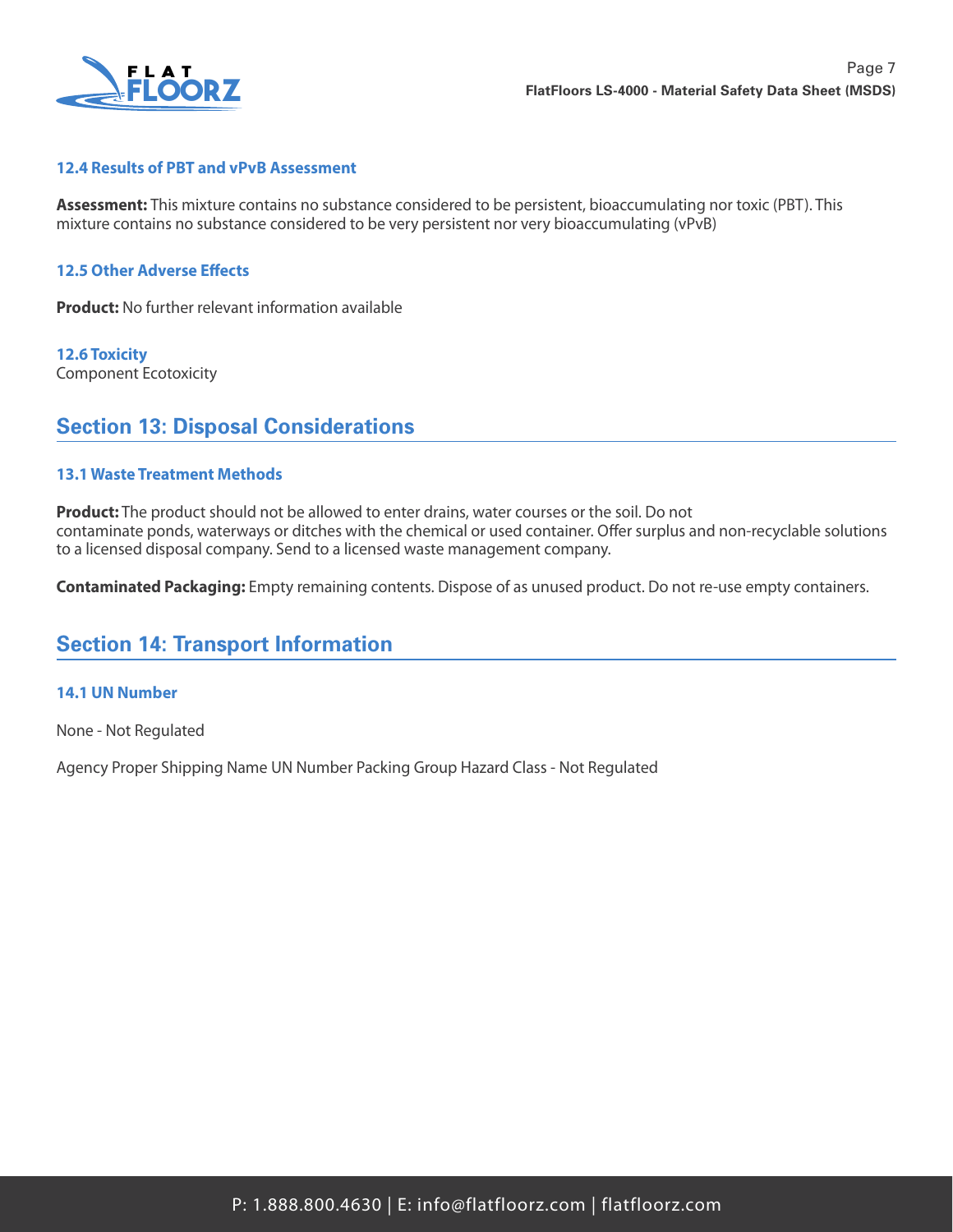### 12.4 Results of PBT and vPvB Assessment

**Assessment:** This mixture contains no substance considered to be persistent, bioaccumulating nor toxic (PBT). This mixture contains no substance considered to be very persistent nor very bioaccumulating (vPvB)

### 12.5 Other Adverse Effects

**Product:** No further relevant information available

### 12.6 Toxicity

Component Ecotoxicity

## Section 13: Disposal Considerations

### 13.1 Waste Treatment Methods

**Product:** The product should not be allowed to enter drains, water courses or the soil. Do not contaminate ponds, waterways or ditches with the chemical or used container. Offer surplus and non-recyclable solutions to a licensed disposal company. Send to a licensed waste management company.

**Contaminated Packaging:** Empty remaining contents. Dispose of as unused product. Do not re-use empty containers.

## Section 14: Transport Information

### 14.1 UN Number

None - Not Regulated

Agency Proper Shipping Name UN Number Packing Group Hazard Class - Not Regulated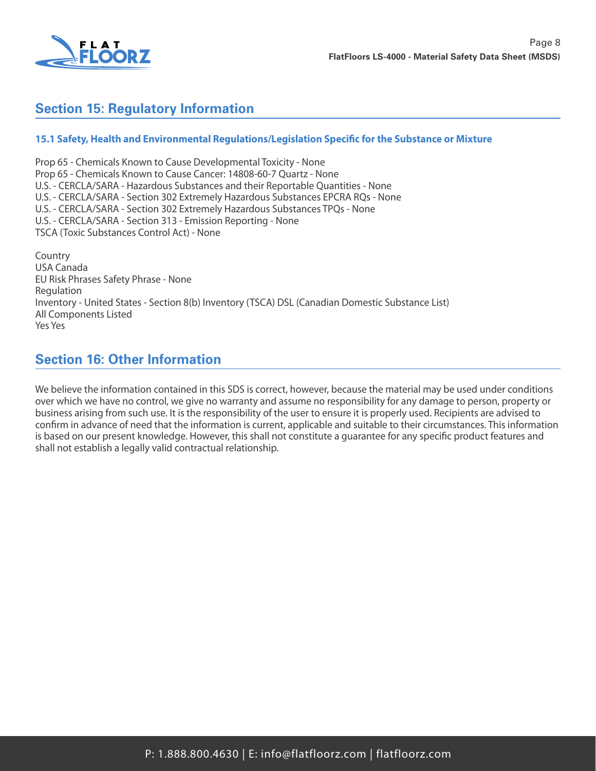## Section 15: Regulatory Information

### 15.1 Safety, Health and Environmental Regulations/Legislation Specific for the Substance or Mixture

Prop 65 - Chemicals Known to Cause Developmental Toxicity - None
Prop 65 - Chemicals Known to Cause Cancer: 14808-60-7 Quartz - None
U.S. - CERCLA/SARA - Hazardous Substances and their Reportable Quantities - None
U.S. - CERCLA/SARA - Section 302 Extremely Hazardous Substances EPCRA RQs - None
U.S. - CERCLA/SARA - Section 302 Extremely Hazardous Substances TPQs - None
U.S. - CERCLA/SARA - Section 313 - Emission Reporting - None
TSCA (Toxic Substances Control Act) - None

Country
USA Canada
EU Risk Phrases Safety Phrase - None
Regulation
Inventory - United States - Section 8(b) Inventory (TSCA) DSL (Canadian Domestic Substance List)
All Components Listed
Yes Yes

## Section 16: Other Information

We believe the information contained in this SDS is correct, however, because the material may be used under conditions over which we have no control, we give no warranty and assume no responsibility for any damage to person, property or business arising from such use. It is the responsibility of the user to ensure it is properly used. Recipients are advised to confirm in advance of need that the information is current, applicable and suitable to their circumstances. This information is based on our present knowledge. However, this shall not constitute a guarantee for any specific product features and shall not establish a legally valid contractual relationship.